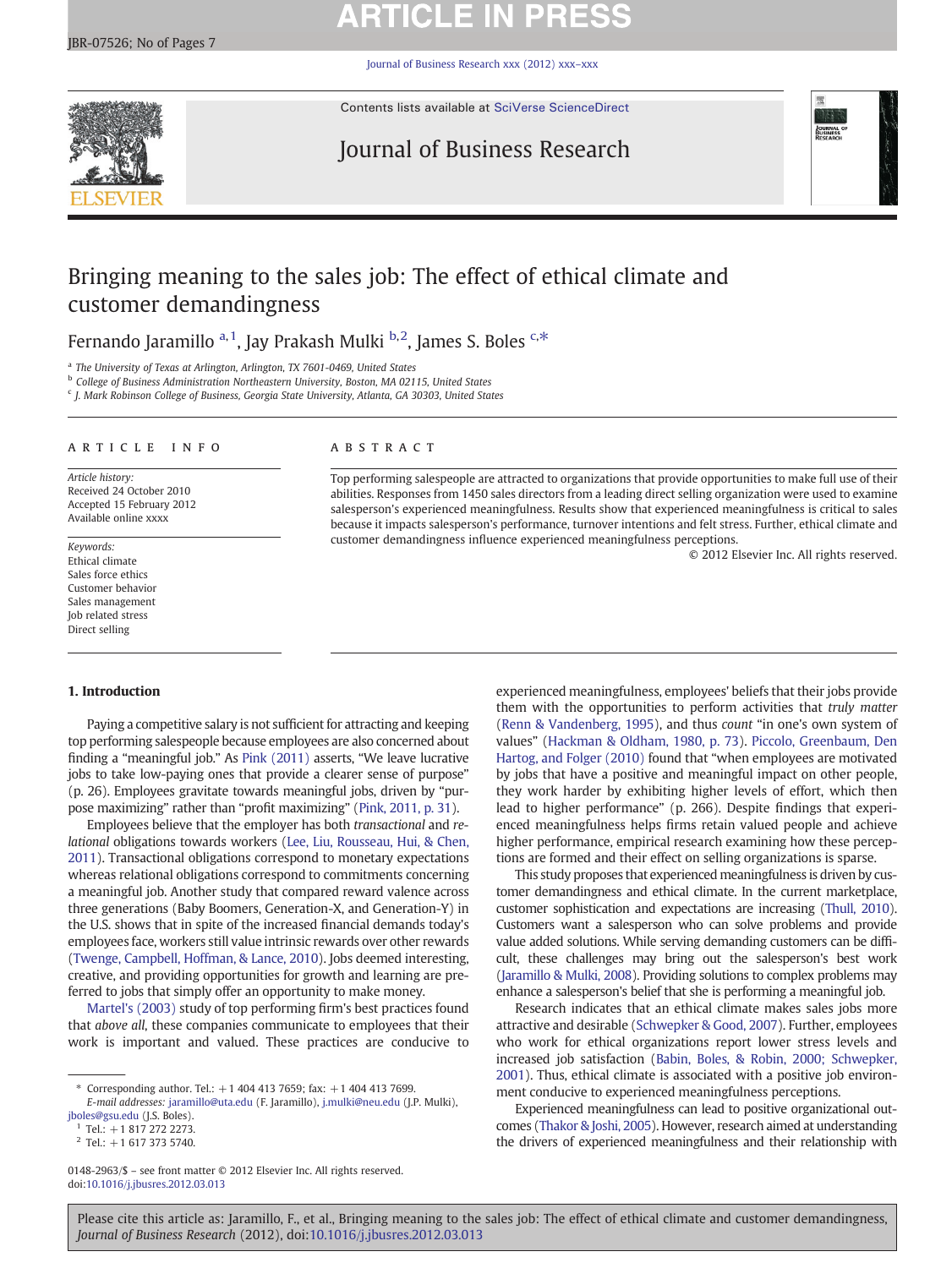# Bringing meaning to the sales job: The effect of ethical climate and customer demandingness

Fernando Jaramillo [a,1], Jay Prakash Mulki [b,2], James S. Boles [c,*]

[a] The University of Texas at Arlington, Arlington, TX 7601-0469, United States
[b] College of Business Administration Northeastern University, Boston, MA 02115, United States
[c] J. Mark Robinson College of Business, Georgia State University, Atlanta, GA 30303, United States

## ARTICLE INFO

*Article history:*
Received 24 October 2010
Accepted 15 February 2012
Available online xxxx

*Keywords:*
Ethical climate
Sales force ethics
Customer behavior
Sales management
Job related stress
Direct selling

## ABSTRACT

Top performing salespeople are attracted to organizations that provide opportunities to make full use of their abilities. Responses from 1450 sales directors from a leading direct selling organization were used to examine salesperson's experienced meaningfulness. Results show that experienced meaningfulness is critical to sales because it impacts salesperson's performance, turnover intentions and felt stress. Further, ethical climate and customer demandingness influence experienced meaningfulness perceptions.

© 2012 Elsevier Inc. All rights reserved.

## 1. Introduction

Paying a competitive salary is not sufficient for attracting and keeping top performing salespeople because employees are also concerned about finding a "meaningful job." As Pink (2011) asserts, "We leave lucrative jobs to take low-paying ones that provide a clearer sense of purpose" (p. 26). Employees gravitate towards meaningful jobs, driven by "purpose maximizing" rather than "profit maximizing" (Pink, 2011, p. 31).

Employees believe that the employer has both *transactional* and *relational* obligations towards workers (Lee, Liu, Rousseau, Hui, & Chen, 2011). Transactional obligations correspond to monetary expectations whereas relational obligations correspond to commitments concerning a meaningful job. Another study that compared reward valence across three generations (Baby Boomers, Generation-X, and Generation-Y) in the U.S. shows that in spite of the increased financial demands today's employees face, workers still value intrinsic rewards over other rewards (Twenge, Campbell, Hoffman, & Lance, 2010). Jobs deemed interesting, creative, and providing opportunities for growth and learning are preferred to jobs that simply offer an opportunity to make money.

Martel's (2003) study of top performing firm's best practices found that *above all*, these companies communicate to employees that their work is important and valued. These practices are conducive to experienced meaningfulness, employees' beliefs that their jobs provide them with the opportunities to perform activities that *truly matter* (Renn & Vandenberg, 1995), and thus *count* "in one's own system of values" (Hackman & Oldham, 1980, p. 73). Piccolo, Greenbaum, Den Hartog, and Folger (2010) found that "when employees are motivated by jobs that have a positive and meaningful impact on other people, they work harder by exhibiting higher levels of effort, which then lead to higher performance" (p. 266). Despite findings that experienced meaningfulness helps firms retain valued people and achieve higher performance, empirical research examining how these perceptions are formed and their effect on selling organizations is sparse.

This study proposes that experienced meaningfulness is driven by customer demandingness and ethical climate. In the current marketplace, customer sophistication and expectations are increasing (Thull, 2010). Customers want a salesperson who can solve problems and provide value added solutions. While serving demanding customers can be difficult, these challenges may bring out the salesperson's best work (Jaramillo & Mulki, 2008). Providing solutions to complex problems may enhance a salesperson's belief that she is performing a meaningful job.

Research indicates that an ethical climate makes sales jobs more attractive and desirable (Schwepker & Good, 2007). Further, employees who work for ethical organizations report lower stress levels and increased job satisfaction (Babin, Boles, & Robin, 2000; Schwepker, 2001). Thus, ethical climate is associated with a positive job environment conducive to experienced meaningfulness perceptions.

Experienced meaningfulness can lead to positive organizational outcomes (Thakor & Joshi, 2005). However, research aimed at understanding the drivers of experienced meaningfulness and their relationship with

---

\* Corresponding author. Tel.: +1 404 413 7659; fax: +1 404 413 7699.
*E-mail addresses:* jaramillo@uta.edu (F. Jaramillo), j.mulki@neu.edu (J.P. Mulki), jboles@gsu.edu (J.S. Boles).
[1] Tel.: +1 817 272 2273.
[2] Tel.: +1 617 373 5740.

0148-2963/$ – see front matter © 2012 Elsevier Inc. All rights reserved.
doi:10.1016/j.jbusres.2012.03.013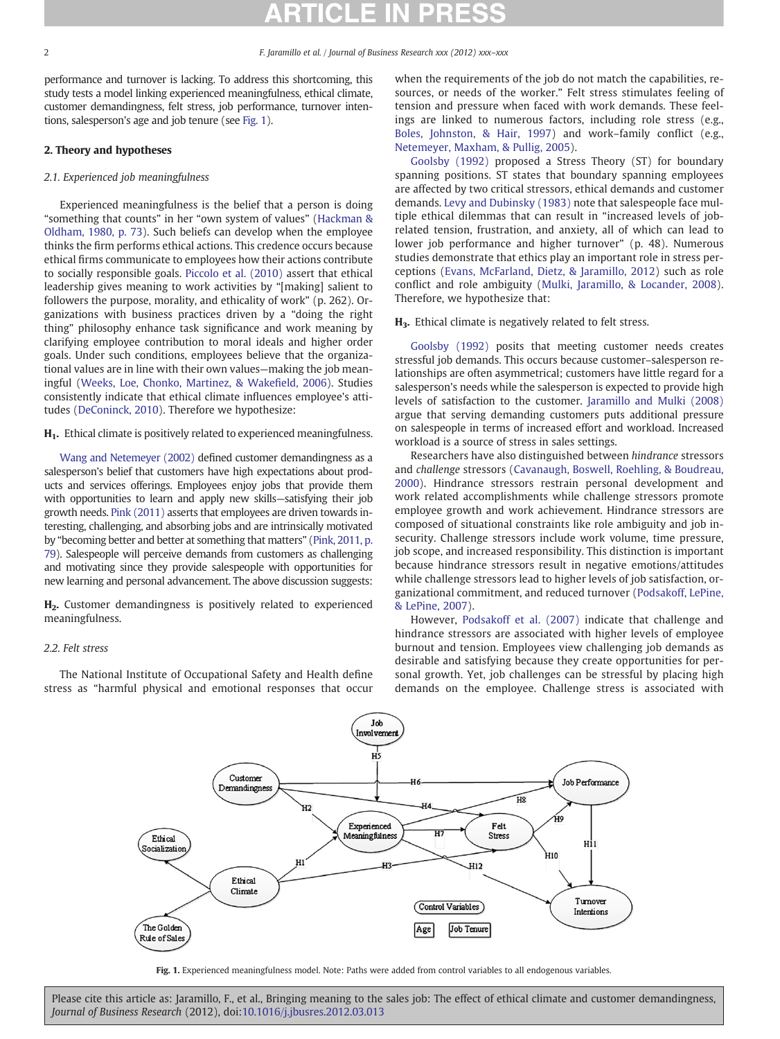performance and turnover is lacking. To address this shortcoming, this study tests a model linking experienced meaningfulness, ethical climate, customer demandingness, felt stress, job performance, turnover intentions, salesperson's age and job tenure (see Fig. 1).

## 2. Theory and hypotheses

### 2.1. Experienced job meaningfulness

Experienced meaningfulness is the belief that a person is doing "something that counts" in her "own system of values" (Hackman & Oldham, 1980, p. 73). Such beliefs can develop when the employee thinks the firm performs ethical actions. This credence occurs because ethical firms communicate to employees how their actions contribute to socially responsible goals. Piccolo et al. (2010) assert that ethical leadership gives meaning to work activities by "[making] salient to followers the purpose, morality, and ethicality of work" (p. 262). Organizations with business practices driven by a "doing the right thing" philosophy enhance task significance and work meaning by clarifying employee contribution to moral ideals and higher order goals. Under such conditions, employees believe that the organizational values are in line with their own values—making the job meaningful (Weeks, Loe, Chonko, Martinez, & Wakefield, 2006). Studies consistently indicate that ethical climate influences employee's attitudes (DeConinck, 2010). Therefore we hypothesize:

**$H_1$.** Ethical climate is positively related to experienced meaningfulness.

Wang and Netemeyer (2002) defined customer demandingness as a salesperson's belief that customers have high expectations about products and services offerings. Employees enjoy jobs that provide them with opportunities to learn and apply new skills—satisfying their job growth needs. Pink (2011) asserts that employees are driven towards interesting, challenging, and absorbing jobs and are intrinsically motivated by "becoming better and better at something that matters" (Pink, 2011, p. 79). Salespeople will perceive demands from customers as challenging and motivating since they provide salespeople with opportunities for new learning and personal advancement. The above discussion suggests:

**$H_2$.** Customer demandingness is positively related to experienced meaningfulness.

### 2.2. Felt stress

The National Institute of Occupational Safety and Health define stress as "harmful physical and emotional responses that occur when the requirements of the job do not match the capabilities, resources, or needs of the worker." Felt stress stimulates feeling of tension and pressure when faced with work demands. These feelings are linked to numerous factors, including role stress (e.g., Boles, Johnston, & Hair, 1997) and work–family conflict (e.g., Netemeyer, Maxham, & Pullig, 2005).

Goolsby (1992) proposed a Stress Theory (ST) for boundary spanning positions. ST states that boundary spanning employees are affected by two critical stressors, ethical demands and customer demands. Levy and Dubinsky (1983) note that salespeople face multiple ethical dilemmas that can result in "increased levels of job-related tension, frustration, and anxiety, all of which can lead to lower job performance and higher turnover" (p. 48). Numerous studies demonstrate that ethics play an important role in stress perceptions (Evans, McFarland, Dietz, & Jaramillo, 2012) such as role conflict and role ambiguity (Mulki, Jaramillo, & Locander, 2008). Therefore, we hypothesize that:

**$H_3$.** Ethical climate is negatively related to felt stress.

Goolsby (1992) posits that meeting customer needs creates stressful job demands. This occurs because customer–salesperson relationships are often asymmetrical; customers have little regard for a salesperson's needs while the salesperson is expected to provide high levels of satisfaction to the customer. Jaramillo and Mulki (2008) argue that serving demanding customers puts additional pressure on salespeople in terms of increased effort and workload. Increased workload is a source of stress in sales settings.

Researchers have also distinguished between *hindrance* stressors and *challenge* stressors (Cavanaugh, Boswell, Roehling, & Boudreau, 2000). Hindrance stressors restrain personal development and work related accomplishments while challenge stressors promote employee growth and work achievement. Hindrance stressors are composed of situational constraints like role ambiguity and job insecurity. Challenge stressors include work volume, time pressure, job scope, and increased responsibility. This distinction is important because hindrance stressors result in negative emotions/attitudes while challenge stressors lead to higher levels of job satisfaction, organizational commitment, and reduced turnover (Podsakoff, LePine, & LePine, 2007).

However, Podsakoff et al. (2007) indicate that challenge and hindrance stressors are associated with higher levels of employee burnout and tension. Employees view challenging job demands as desirable and satisfying because they create opportunities for personal growth. Yet, job challenges can be stressful by placing high demands on the employee. Challenge stress is associated with

Fig. 1. Experienced meaningfulness model. Note: Paths were added from control variables to all endogenous variables.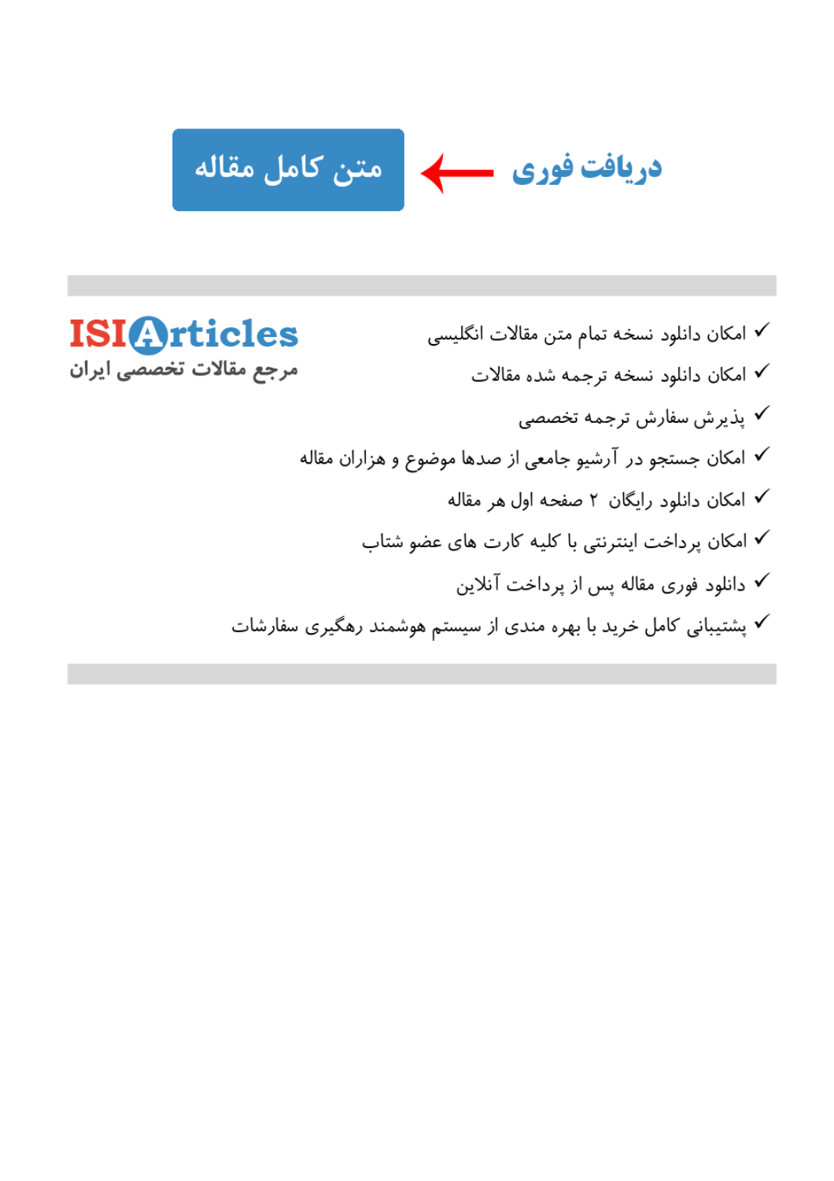دریافت فوری ← متن کامل مقاله

**ISIArticles**
مرجع مقالات تخصصی ایران

- ✓ امکان دانلود نسخه تمام متن مقالات انگلیسی
- ✓ امکان دانلود نسخه ترجمه شده مقالات
- ✓ پذیرش سفارش ترجمه تخصصی
- ✓ امکان جستجو در آرشیو جامعی از صدها موضوع و هزاران مقاله
- ✓ امکان دانلود رایگان ۲ صفحه اول هر مقاله
- ✓ امکان پرداخت اینترنتی با کلیه کارت های عضو شتاب
- ✓ دانلود فوری مقاله پس از پرداخت آنلاین
- ✓ پشتیبانی کامل خرید با بهره مندی از سیستم هوشمند رهگیری سفارشات